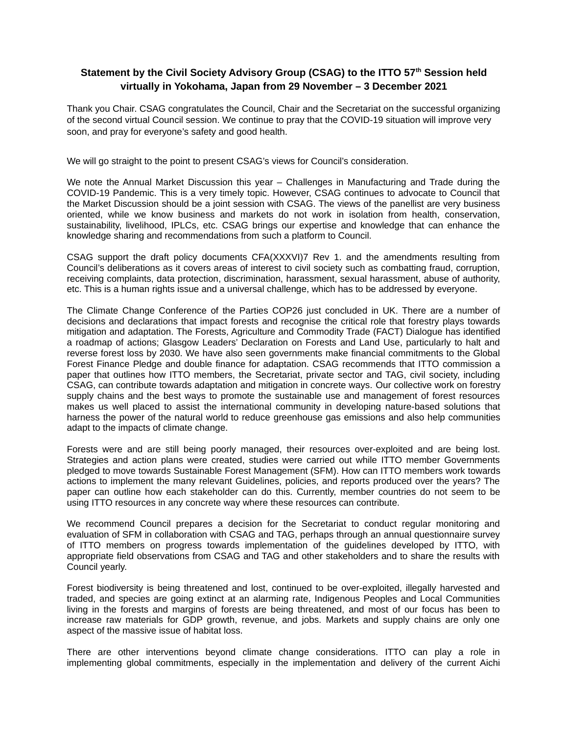**Statement by the Civil Society Advisory Group (CSAG) to the ITTO 57th Session held virtually in Yokohama, Japan from 29 November – 3 December 2021**

Thank you Chair. CSAG congratulates the Council, Chair and the Secretariat on the successful organizing of the second virtual Council session. We continue to pray that the COVID-19 situation will improve very soon, and pray for everyone's safety and good health.

We will go straight to the point to present CSAG's views for Council's consideration.

We note the Annual Market Discussion this year – Challenges in Manufacturing and Trade during the COVID-19 Pandemic. This is a very timely topic. However, CSAG continues to advocate to Council that the Market Discussion should be a joint session with CSAG. The views of the panellist are very business oriented, while we know business and markets do not work in isolation from health, conservation, sustainability, livelihood, IPLCs, etc. CSAG brings our expertise and knowledge that can enhance the knowledge sharing and recommendations from such a platform to Council.

CSAG support the draft policy documents CFA(XXXVI)7 Rev 1. and the amendments resulting from Council's deliberations as it covers areas of interest to civil society such as combatting fraud, corruption, receiving complaints, data protection, discrimination, harassment, sexual harassment, abuse of authority, etc. This is a human rights issue and a universal challenge, which has to be addressed by everyone.

The Climate Change Conference of the Parties COP26 just concluded in UK. There are a number of decisions and declarations that impact forests and recognise the critical role that forestry plays towards mitigation and adaptation. The Forests, Agriculture and Commodity Trade (FACT) Dialogue has identified a roadmap of actions; Glasgow Leaders' Declaration on Forests and Land Use, particularly to halt and reverse forest loss by 2030. We have also seen governments make financial commitments to the Global Forest Finance Pledge and double finance for adaptation. CSAG recommends that ITTO commission a paper that outlines how ITTO members, the Secretariat, private sector and TAG, civil society, including CSAG, can contribute towards adaptation and mitigation in concrete ways. Our collective work on forestry supply chains and the best ways to promote the sustainable use and management of forest resources makes us well placed to assist the international community in developing nature-based solutions that harness the power of the natural world to reduce greenhouse gas emissions and also help communities adapt to the impacts of climate change.

Forests were and are still being poorly managed, their resources over-exploited and are being lost. Strategies and action plans were created, studies were carried out while ITTO member Governments pledged to move towards Sustainable Forest Management (SFM). How can ITTO members work towards actions to implement the many relevant Guidelines, policies, and reports produced over the years? The paper can outline how each stakeholder can do this. Currently, member countries do not seem to be using ITTO resources in any concrete way where these resources can contribute.

We recommend Council prepares a decision for the Secretariat to conduct regular monitoring and evaluation of SFM in collaboration with CSAG and TAG, perhaps through an annual questionnaire survey of ITTO members on progress towards implementation of the guidelines developed by ITTO, with appropriate field observations from CSAG and TAG and other stakeholders and to share the results with Council yearly.

Forest biodiversity is being threatened and lost, continued to be over-exploited, illegally harvested and traded, and species are going extinct at an alarming rate, Indigenous Peoples and Local Communities living in the forests and margins of forests are being threatened, and most of our focus has been to increase raw materials for GDP growth, revenue, and jobs. Markets and supply chains are only one aspect of the massive issue of habitat loss.

There are other interventions beyond climate change considerations. ITTO can play a role in implementing global commitments, especially in the implementation and delivery of the current Aichi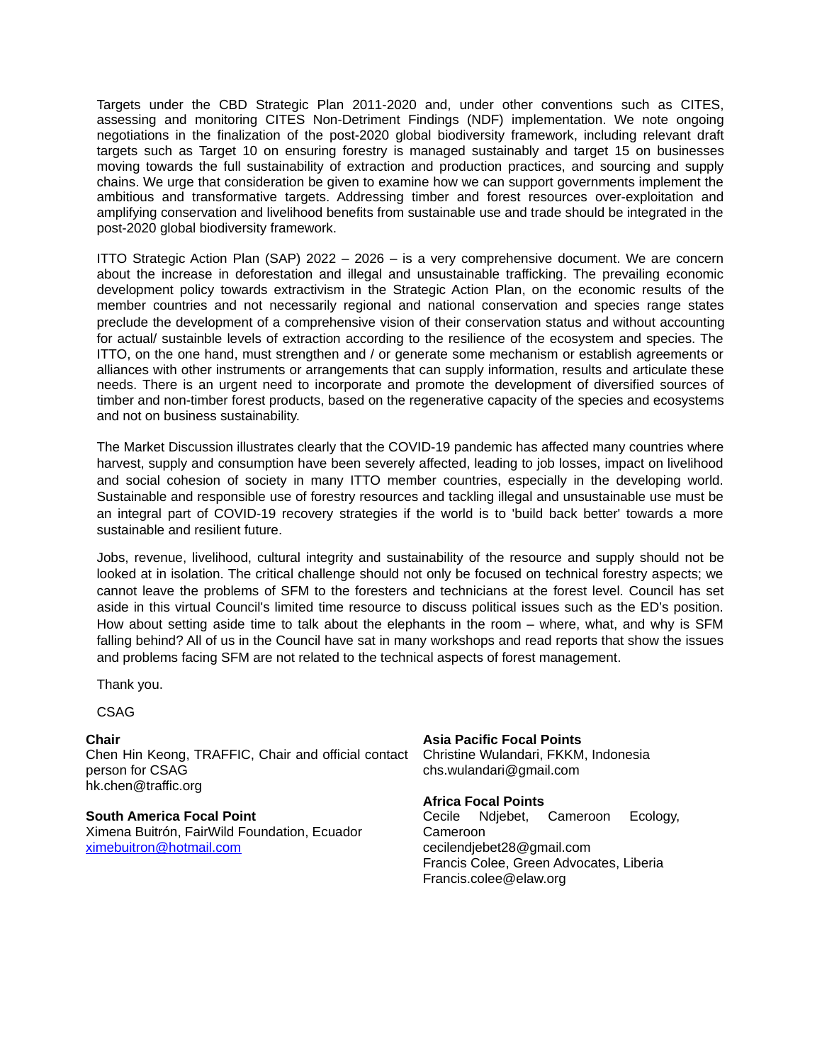Targets under the CBD Strategic Plan 2011-2020 and, under other conventions such as CITES, assessing and monitoring CITES Non-Detriment Findings (NDF) implementation. We note ongoing negotiations in the finalization of the post-2020 global biodiversity framework, including relevant draft targets such as Target 10 on ensuring forestry is managed sustainably and target 15 on businesses moving towards the full sustainability of extraction and production practices, and sourcing and supply chains. We urge that consideration be given to examine how we can support governments implement the ambitious and transformative targets. Addressing timber and forest resources over-exploitation and amplifying conservation and livelihood benefits from sustainable use and trade should be integrated in the post-2020 global biodiversity framework.

ITTO Strategic Action Plan (SAP) 2022 – 2026 – is a very comprehensive document. We are concern about the increase in deforestation and illegal and unsustainable trafficking. The prevailing economic development policy towards extractivism in the Strategic Action Plan, on the economic results of the member countries and not necessarily regional and national conservation and species range states preclude the development of a comprehensive vision of their conservation status and without accounting for actual/ sustainble levels of extraction according to the resilience of the ecosystem and species. The ITTO, on the one hand, must strengthen and / or generate some mechanism or establish agreements or alliances with other instruments or arrangements that can supply information, results and articulate these needs. There is an urgent need to incorporate and promote the development of diversified sources of timber and non-timber forest products, based on the regenerative capacity of the species and ecosystems and not on business sustainability.

The Market Discussion illustrates clearly that the COVID-19 pandemic has affected many countries where harvest, supply and consumption have been severely affected, leading to job losses, impact on livelihood and social cohesion of society in many ITTO member countries, especially in the developing world. Sustainable and responsible use of forestry resources and tackling illegal and unsustainable use must be an integral part of COVID-19 recovery strategies if the world is to 'build back better' towards a more sustainable and resilient future.

Jobs, revenue, livelihood, cultural integrity and sustainability of the resource and supply should not be looked at in isolation. The critical challenge should not only be focused on technical forestry aspects; we cannot leave the problems of SFM to the foresters and technicians at the forest level. Council has set aside in this virtual Council's limited time resource to discuss political issues such as the ED's position. How about setting aside time to talk about the elephants in the room – where, what, and why is SFM falling behind? All of us in the Council have sat in many workshops and read reports that show the issues and problems facing SFM are not related to the technical aspects of forest management.

Thank you.

CSAG

**Chair**
Chen Hin Keong, TRAFFIC, Chair and official contact person for CSAG
hk.chen@traffic.org

**South America Focal Point**
Ximena Buitrón, FairWild Foundation, Ecuador
ximebuitron@hotmail.com

**Asia Pacific Focal Points**
Christine Wulandari, FKKM, Indonesia
chs.wulandari@gmail.com

**Africa Focal Points**
Cecile Ndjebet, Cameroon Ecology, Cameroon
cecilendjebet28@gmail.com
Francis Colee, Green Advocates, Liberia
Francis.colee@elaw.org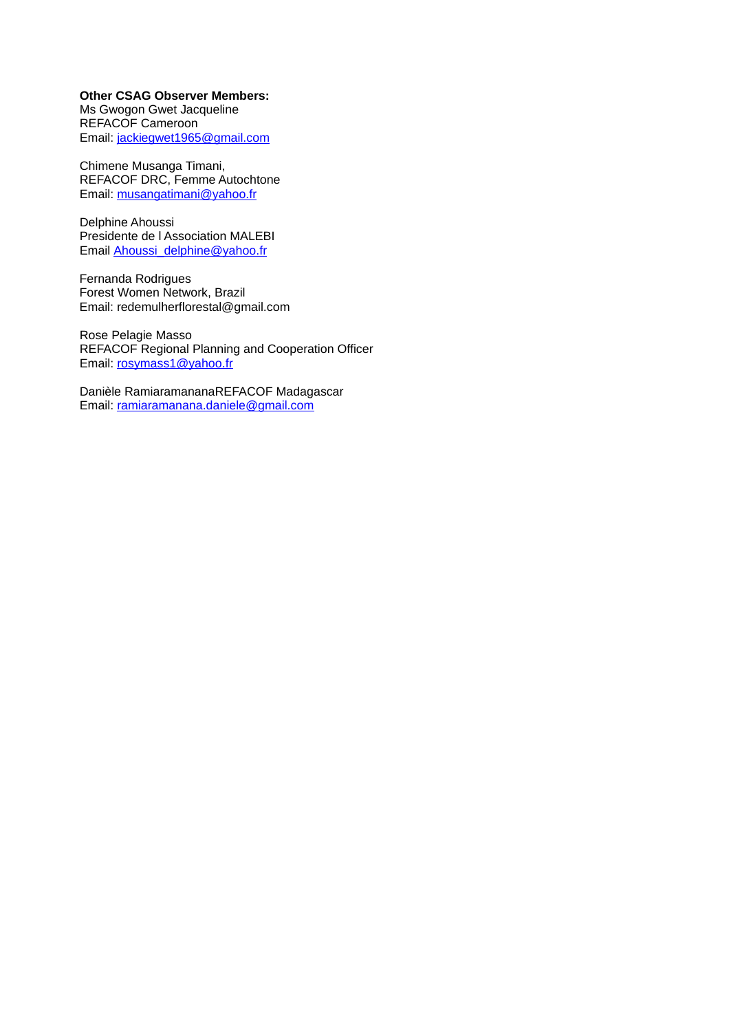**Other CSAG Observer Members:**
Ms Gwogon Gwet Jacqueline
REFACOF Cameroon
Email: jackiegwet1965@gmail.com

Chimene Musanga Timani,
REFACOF DRC, Femme Autochtone
Email: musangatimani@yahoo.fr

Delphine Ahoussi
Presidente de l Association MALEBI
Email Ahoussi_delphine@yahoo.fr

Fernanda Rodrigues
Forest Women Network, Brazil
Email: redemulherflorestal@gmail.com

Rose Pelagie Masso
REFACOF Regional Planning and Cooperation Officer
Email: rosymass1@yahoo.fr

Danièle RamiaramananaREFACOF Madagascar
Email: ramiaramanana.daniele@gmail.com